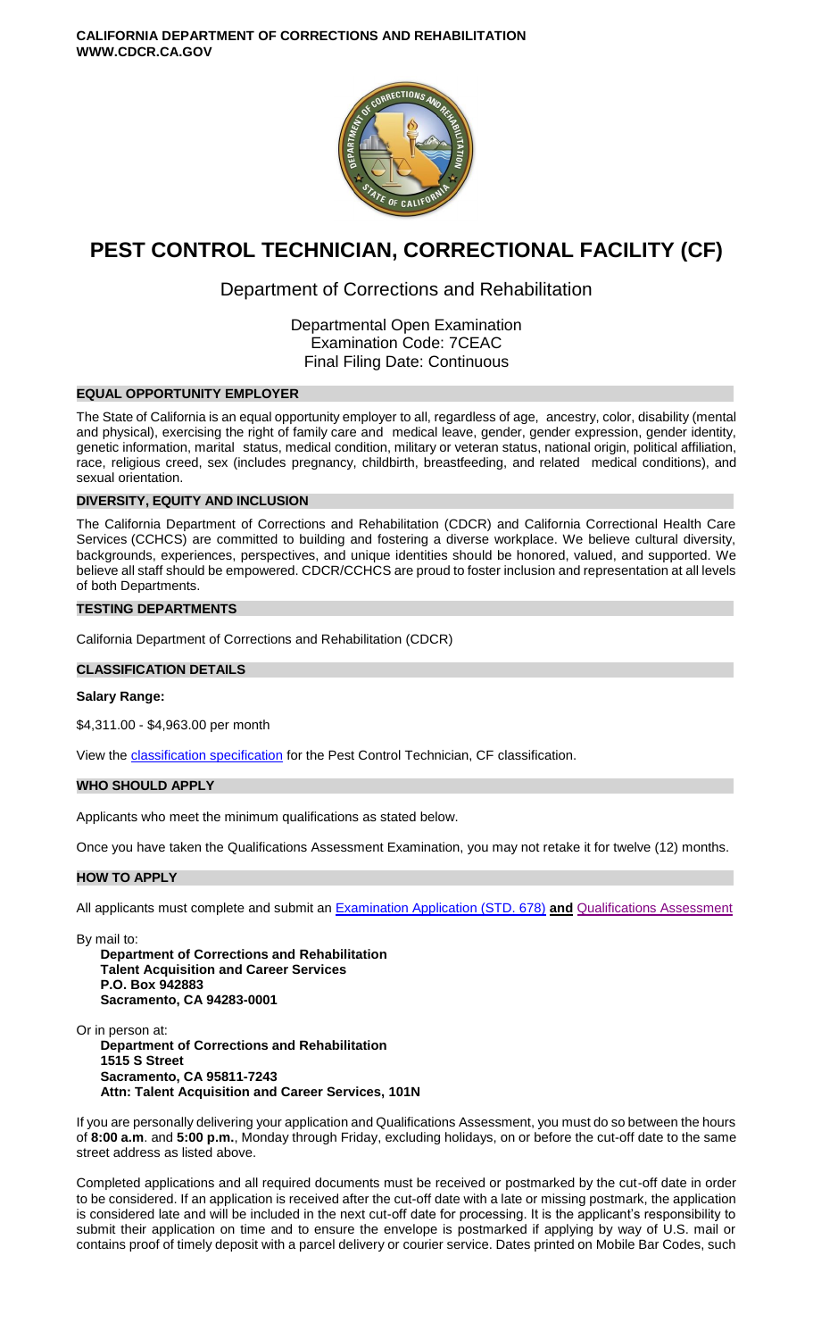**CALIFORNIA DEPARTMENT OF CORRECTIONS AND REHABILITATION**
**WWW.CDCR.CA.GOV**

# PEST CONTROL TECHNICIAN, CORRECTIONAL FACILITY (CF)

## Department of Corrections and Rehabilitation

Departmental Open Examination
Examination Code: 7CEAC
Final Filing Date: Continuous

### EQUAL OPPORTUNITY EMPLOYER

The State of California is an equal opportunity employer to all, regardless of age, ancestry, color, disability (mental and physical), exercising the right of family care and medical leave, gender, gender expression, gender identity, genetic information, marital status, medical condition, military or veteran status, national origin, political affiliation, race, religious creed, sex (includes pregnancy, childbirth, breastfeeding, and related medical conditions), and sexual orientation.

### DIVERSITY, EQUITY AND INCLUSION

The California Department of Corrections and Rehabilitation (CDCR) and California Correctional Health Care Services (CCHCS) are committed to building and fostering a diverse workplace. We believe cultural diversity, backgrounds, experiences, perspectives, and unique identities should be honored, valued, and supported. We believe all staff should be empowered. CDCR/CCHCS are proud to foster inclusion and representation at all levels of both Departments.

### TESTING DEPARTMENTS

California Department of Corrections and Rehabilitation (CDCR)

### CLASSIFICATION DETAILS

**Salary Range:**

$4,311.00 - $4,963.00 per month

View the classification specification for the Pest Control Technician, CF classification.

### WHO SHOULD APPLY

Applicants who meet the minimum qualifications as stated below.

Once you have taken the Qualifications Assessment Examination, you may not retake it for twelve (12) months.

### HOW TO APPLY

All applicants must complete and submit an Examination Application (STD. 678) **and** Qualifications Assessment

By mail to:

**Department of Corrections and Rehabilitation**
**Talent Acquisition and Career Services**
**P.O. Box 942883**
**Sacramento, CA 94283-0001**

Or in person at:

**Department of Corrections and Rehabilitation**
**1515 S Street**
**Sacramento, CA 95811-7243**
**Attn: Talent Acquisition and Career Services, 101N**

If you are personally delivering your application and Qualifications Assessment, you must do so between the hours of **8:00 a.m**. and **5:00 p.m.**, Monday through Friday, excluding holidays, on or before the cut-off date to the same street address as listed above.

Completed applications and all required documents must be received or postmarked by the cut-off date in order to be considered. If an application is received after the cut-off date with a late or missing postmark, the application is considered late and will be included in the next cut-off date for processing. It is the applicant's responsibility to submit their application on time and to ensure the envelope is postmarked if applying by way of U.S. mail or contains proof of timely deposit with a parcel delivery or courier service. Dates printed on Mobile Bar Codes, such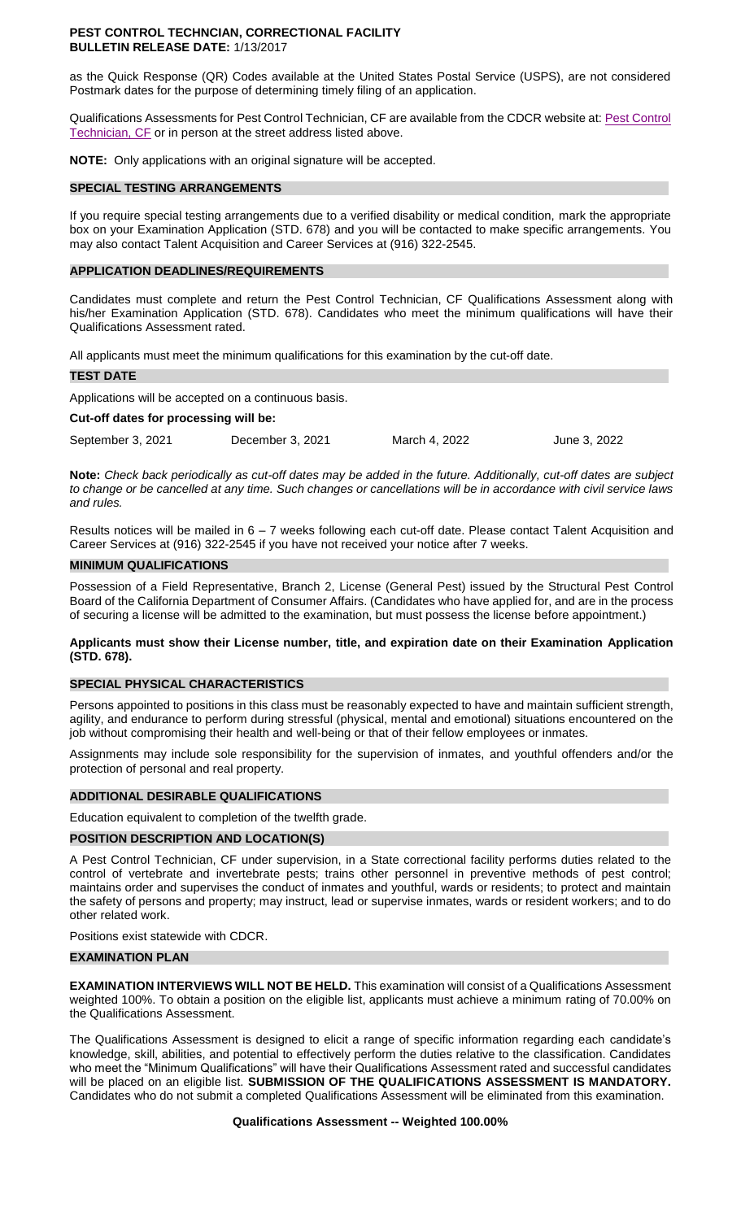as the Quick Response (QR) Codes available at the United States Postal Service (USPS), are not considered Postmark dates for the purpose of determining timely filing of an application.

Qualifications Assessments for Pest Control Technician, CF are available from the CDCR website at: Pest Control Technician, CF or in person at the street address listed above.

**NOTE:** Only applications with an original signature will be accepted.

## SPECIAL TESTING ARRANGEMENTS

If you require special testing arrangements due to a verified disability or medical condition, mark the appropriate box on your Examination Application (STD. 678) and you will be contacted to make specific arrangements. You may also contact Talent Acquisition and Career Services at (916) 322-2545.

## APPLICATION DEADLINES/REQUIREMENTS

Candidates must complete and return the Pest Control Technician, CF Qualifications Assessment along with his/her Examination Application (STD. 678). Candidates who meet the minimum qualifications will have their Qualifications Assessment rated.

All applicants must meet the minimum qualifications for this examination by the cut-off date.

## TEST DATE

Applications will be accepted on a continuous basis.

**Cut-off dates for processing will be:**

| September 3, 2021 | December 3, 2021 | March 4, 2022 | June 3, 2022 |
|---|---|---|---|

**Note:** *Check back periodically as cut-off dates may be added in the future. Additionally, cut-off dates are subject to change or be cancelled at any time. Such changes or cancellations will be in accordance with civil service laws and rules.*

Results notices will be mailed in 6 – 7 weeks following each cut-off date. Please contact Talent Acquisition and Career Services at (916) 322-2545 if you have not received your notice after 7 weeks.

## MINIMUM QUALIFICATIONS

Possession of a Field Representative, Branch 2, License (General Pest) issued by the Structural Pest Control Board of the California Department of Consumer Affairs. (Candidates who have applied for, and are in the process of securing a license will be admitted to the examination, but must possess the license before appointment.)

**Applicants must show their License number, title, and expiration date on their Examination Application (STD. 678).**

## SPECIAL PHYSICAL CHARACTERISTICS

Persons appointed to positions in this class must be reasonably expected to have and maintain sufficient strength, agility, and endurance to perform during stressful (physical, mental and emotional) situations encountered on the job without compromising their health and well-being or that of their fellow employees or inmates.

Assignments may include sole responsibility for the supervision of inmates, and youthful offenders and/or the protection of personal and real property.

## ADDITIONAL DESIRABLE QUALIFICATIONS

Education equivalent to completion of the twelfth grade.

## POSITION DESCRIPTION AND LOCATION(S)

A Pest Control Technician, CF under supervision, in a State correctional facility performs duties related to the control of vertebrate and invertebrate pests; trains other personnel in preventive methods of pest control; maintains order and supervises the conduct of inmates and youthful, wards or residents; to protect and maintain the safety of persons and property; may instruct, lead or supervise inmates, wards or resident workers; and to do other related work.

Positions exist statewide with CDCR.

## EXAMINATION PLAN

**EXAMINATION INTERVIEWS WILL NOT BE HELD.** This examination will consist of a Qualifications Assessment weighted 100%. To obtain a position on the eligible list, applicants must achieve a minimum rating of 70.00% on the Qualifications Assessment.

The Qualifications Assessment is designed to elicit a range of specific information regarding each candidate's knowledge, skill, abilities, and potential to effectively perform the duties relative to the classification. Candidates who meet the "Minimum Qualifications" will have their Qualifications Assessment rated and successful candidates will be placed on an eligible list. **SUBMISSION OF THE QUALIFICATIONS ASSESSMENT IS MANDATORY.** Candidates who do not submit a completed Qualifications Assessment will be eliminated from this examination.

**Qualifications Assessment -- Weighted 100.00%**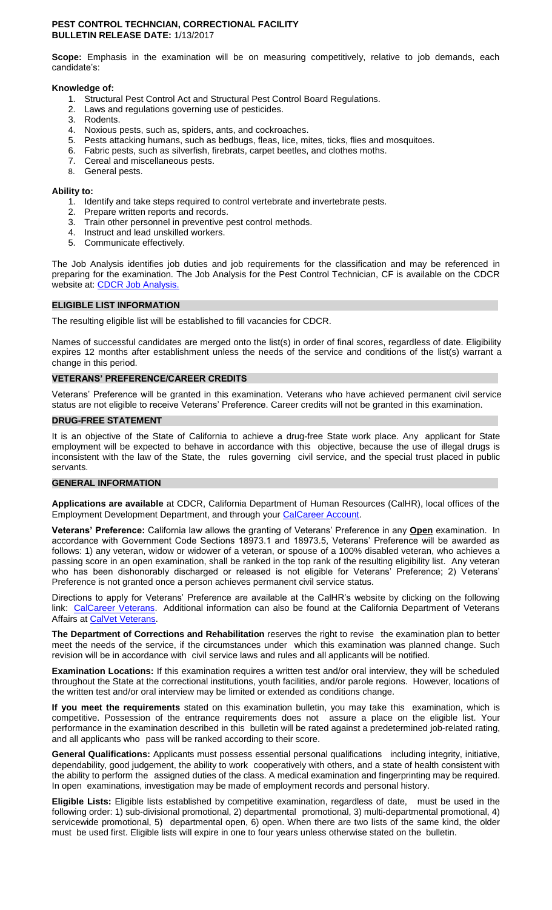**PEST CONTROL TECHNCIAN, CORRECTIONAL FACILITY**
**BULLETIN RELEASE DATE:** 1/13/2017

**Scope:** Emphasis in the examination will be on measuring competitively, relative to job demands, each candidate's:

**Knowledge of:**

1. Structural Pest Control Act and Structural Pest Control Board Regulations.
2. Laws and regulations governing use of pesticides.
3. Rodents.
4. Noxious pests, such as, spiders, ants, and cockroaches.
5. Pests attacking humans, such as bedbugs, fleas, lice, mites, ticks, flies and mosquitoes.
6. Fabric pests, such as silverfish, firebrats, carpet beetles, and clothes moths.
7. Cereal and miscellaneous pests.
8. General pests.

**Ability to:**

1. Identify and take steps required to control vertebrate and invertebrate pests.
2. Prepare written reports and records.
3. Train other personnel in preventive pest control methods.
4. Instruct and lead unskilled workers.
5. Communicate effectively.

The Job Analysis identifies job duties and job requirements for the classification and may be referenced in preparing for the examination. The Job Analysis for the Pest Control Technician, CF is available on the CDCR website at: CDCR Job Analysis.

## ELIGIBLE LIST INFORMATION

The resulting eligible list will be established to fill vacancies for CDCR.

Names of successful candidates are merged onto the list(s) in order of final scores, regardless of date. Eligibility expires 12 months after establishment unless the needs of the service and conditions of the list(s) warrant a change in this period.

## VETERANS' PREFERENCE/CAREER CREDITS

Veterans' Preference will be granted in this examination. Veterans who have achieved permanent civil service status are not eligible to receive Veterans' Preference. Career credits will not be granted in this examination.

## DRUG-FREE STATEMENT

It is an objective of the State of California to achieve a drug-free State work place. Any applicant for State employment will be expected to behave in accordance with this objective, because the use of illegal drugs is inconsistent with the law of the State, the rules governing civil service, and the special trust placed in public servants.

## GENERAL INFORMATION

**Applications are available** at CDCR, California Department of Human Resources (CalHR), local offices of the Employment Development Department, and through your CalCareer Account.

**Veterans' Preference:** California law allows the granting of Veterans' Preference in any **Open** examination. In accordance with Government Code Sections 18973.1 and 18973.5, Veterans' Preference will be awarded as follows: 1) any veteran, widow or widower of a veteran, or spouse of a 100% disabled veteran, who achieves a passing score in an open examination, shall be ranked in the top rank of the resulting eligibility list. Any veteran who has been dishonorably discharged or released is not eligible for Veterans' Preference; 2) Veterans' Preference is not granted once a person achieves permanent civil service status.

Directions to apply for Veterans' Preference are available at the CalHR's website by clicking on the following link: CalCareer Veterans. Additional information can also be found at the California Department of Veterans Affairs at CalVet Veterans.

**The Department of Corrections and Rehabilitation** reserves the right to revise the examination plan to better meet the needs of the service, if the circumstances under which this examination was planned change. Such revision will be in accordance with civil service laws and rules and all applicants will be notified.

**Examination Locations:** If this examination requires a written test and/or oral interview, they will be scheduled throughout the State at the correctional institutions, youth facilities, and/or parole regions. However, locations of the written test and/or oral interview may be limited or extended as conditions change.

**If you meet the requirements** stated on this examination bulletin, you may take this examination, which is competitive. Possession of the entrance requirements does not assure a place on the eligible list. Your performance in the examination described in this bulletin will be rated against a predetermined job-related rating, and all applicants who pass will be ranked according to their score.

**General Qualifications:** Applicants must possess essential personal qualifications including integrity, initiative, dependability, good judgement, the ability to work cooperatively with others, and a state of health consistent with the ability to perform the assigned duties of the class. A medical examination and fingerprinting may be required. In open examinations, investigation may be made of employment records and personal history.

**Eligible Lists:** Eligible lists established by competitive examination, regardless of date, must be used in the following order: 1) sub-divisional promotional, 2) departmental promotional, 3) multi-departmental promotional, 4) servicewide promotional, 5) departmental open, 6) open. When there are two lists of the same kind, the older must be used first. Eligible lists will expire in one to four years unless otherwise stated on the bulletin.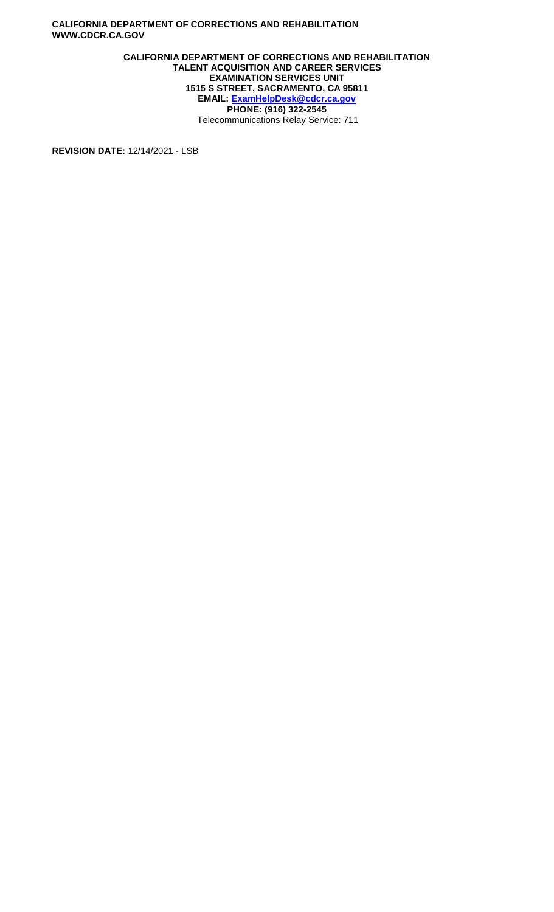**CALIFORNIA DEPARTMENT OF CORRECTIONS AND REHABILITATION**
**WWW.CDCR.CA.GOV**

**CALIFORNIA DEPARTMENT OF CORRECTIONS AND REHABILITATION**
**TALENT ACQUISITION AND CAREER SERVICES**
**EXAMINATION SERVICES UNIT**
**1515 S STREET, SACRAMENTO, CA 95811**
**EMAIL: ExamHelpDesk@cdcr.ca.gov**
**PHONE: (916) 322-2545**
Telecommunications Relay Service: 711

**REVISION DATE:** 12/14/2021 - LSB